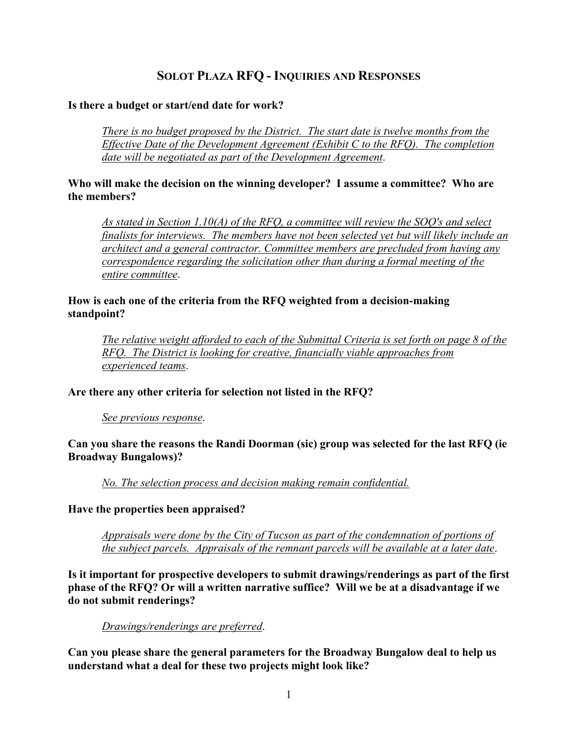# SOLOT PLAZA RFQ - INQUIRIES AND RESPONSES

**Is there a budget or start/end date for work?**

> *There is no budget proposed by the District. The start date is twelve months from the Effective Date of the Development Agreement (Exhibit C to the RFQ). The completion date will be negotiated as part of the Development Agreement*.

**Who will make the decision on the winning developer? I assume a committee? Who are the members?**

> *As stated in Section 1.10(A) of the RFQ, a committee will review the SOQ's and select finalists for interviews. The members have not been selected yet but will likely include an architect and a general contractor. Committee members are precluded from having any correspondence regarding the solicitation other than during a formal meeting of the entire committee*.

**How is each one of the criteria from the RFQ weighted from a decision-making standpoint?**

> *The relative weight afforded to each of the Submittal Criteria is set forth on page 8 of the RFQ. The District is looking for creative, financially viable approaches from experienced teams*.

**Are there any other criteria for selection not listed in the RFQ?**

> *See previous response*.

**Can you share the reasons the Randi Doorman (sic) group was selected for the last RFQ (ie Broadway Bungalows)?**

> *No. The selection process and decision making remain confidential.*

**Have the properties been appraised?**

> *Appraisals were done by the City of Tucson as part of the condemnation of portions of the subject parcels. Appraisals of the remnant parcels will be available at a later date*.

**Is it important for prospective developers to submit drawings/renderings as part of the first phase of the RFQ? Or will a written narrative suffice? Will we be at a disadvantage if we do not submit renderings?**

> *Drawings/renderings are preferred*.

**Can you please share the general parameters for the Broadway Bungalow deal to help us understand what a deal for these two projects might look like?**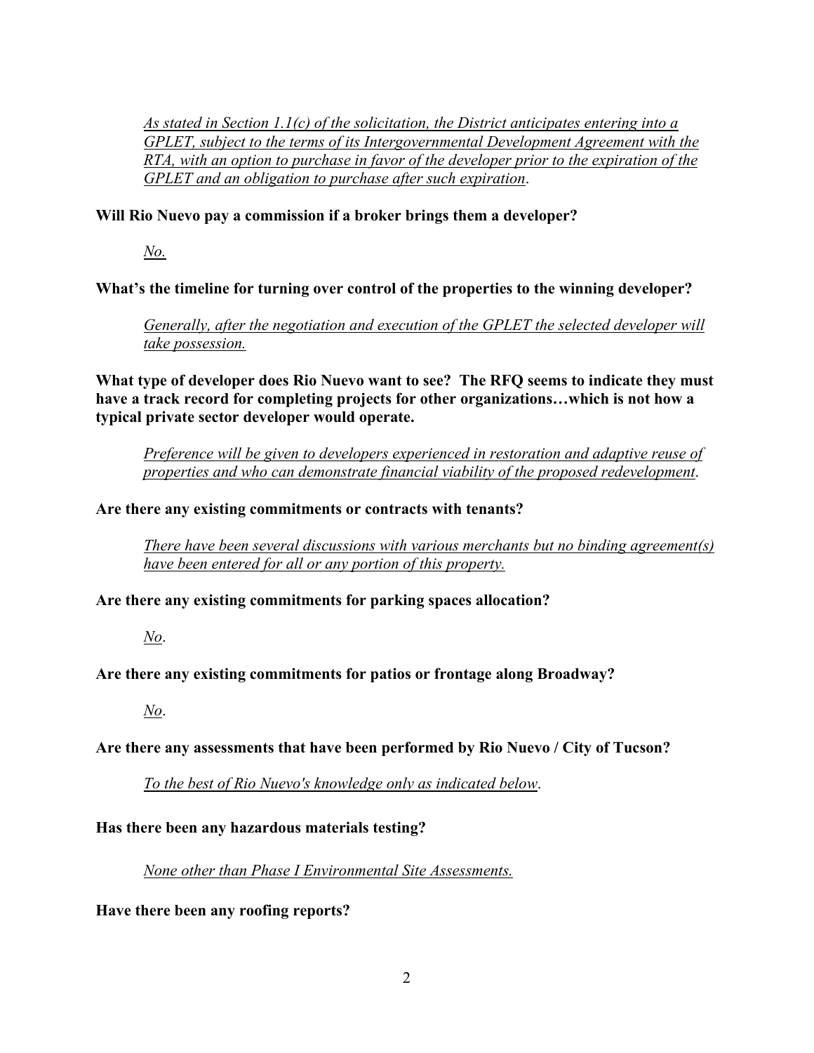*As stated in Section 1.1(c) of the solicitation, the District anticipates entering into a GPLET, subject to the terms of its Intergovernmental Development Agreement with the RTA, with an option to purchase in favor of the developer prior to the expiration of the GPLET and an obligation to purchase after such expiration*.

**Will Rio Nuevo pay a commission if a broker brings them a developer?**

*No.*

**What's the timeline for turning over control of the properties to the winning developer?**

*Generally, after the negotiation and execution of the GPLET the selected developer will take possession.*

**What type of developer does Rio Nuevo want to see? The RFQ seems to indicate they must have a track record for completing projects for other organizations…which is not how a typical private sector developer would operate.**

*Preference will be given to developers experienced in restoration and adaptive reuse of properties and who can demonstrate financial viability of the proposed redevelopment*.

**Are there any existing commitments or contracts with tenants?**

*There have been several discussions with various merchants but no binding agreement(s) have been entered for all or any portion of this property.*

**Are there any existing commitments for parking spaces allocation?**

*No*.

**Are there any existing commitments for patios or frontage along Broadway?**

*No*.

**Are there any assessments that have been performed by Rio Nuevo / City of Tucson?**

*To the best of Rio Nuevo's knowledge only as indicated below*.

**Has there been any hazardous materials testing?**

*None other than Phase I Environmental Site Assessments.*

**Have there been any roofing reports?**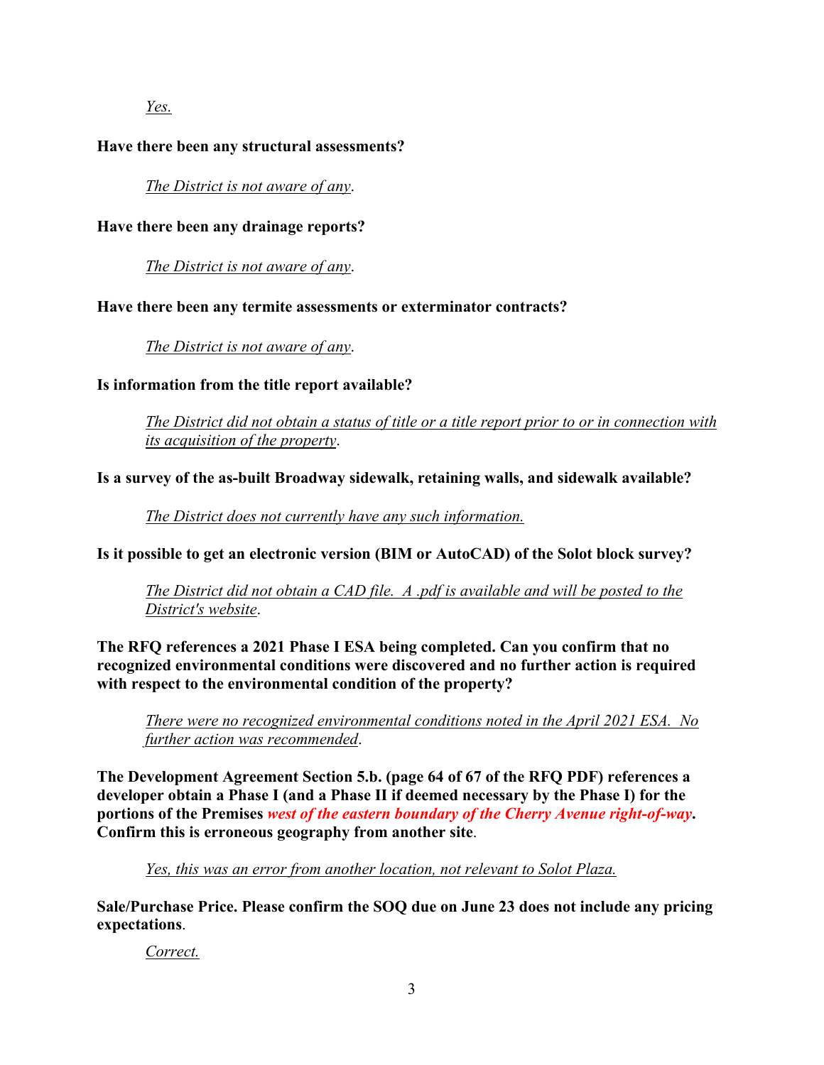*Yes.*

**Have there been any structural assessments?**

*The District is not aware of any*.

**Have there been any drainage reports?**

*The District is not aware of any*.

**Have there been any termite assessments or exterminator contracts?**

*The District is not aware of any*.

**Is information from the title report available?**

*The District did not obtain a status of title or a title report prior to or in connection with its acquisition of the property*.

**Is a survey of the as-built Broadway sidewalk, retaining walls, and sidewalk available?**

*The District does not currently have any such information.*

**Is it possible to get an electronic version (BIM or AutoCAD) of the Solot block survey?**

*The District did not obtain a CAD file. A .pdf is available and will be posted to the District's website*.

**The RFQ references a 2021 Phase I ESA being completed. Can you confirm that no recognized environmental conditions were discovered and no further action is required with respect to the environmental condition of the property?**

*There were no recognized environmental conditions noted in the April 2021 ESA. No further action was recommended*.

**The Development Agreement Section 5.b. (page 64 of 67 of the RFQ PDF) references a developer obtain a Phase I (and a Phase II if deemed necessary by the Phase I) for the portions of the Premises *west of the eastern boundary of the Cherry Avenue right-of-way*. Confirm this is erroneous geography from another site**.

*Yes, this was an error from another location, not relevant to Solot Plaza.*

**Sale/Purchase Price. Please confirm the SOQ due on June 23 does not include any pricing expectations**.

*Correct.*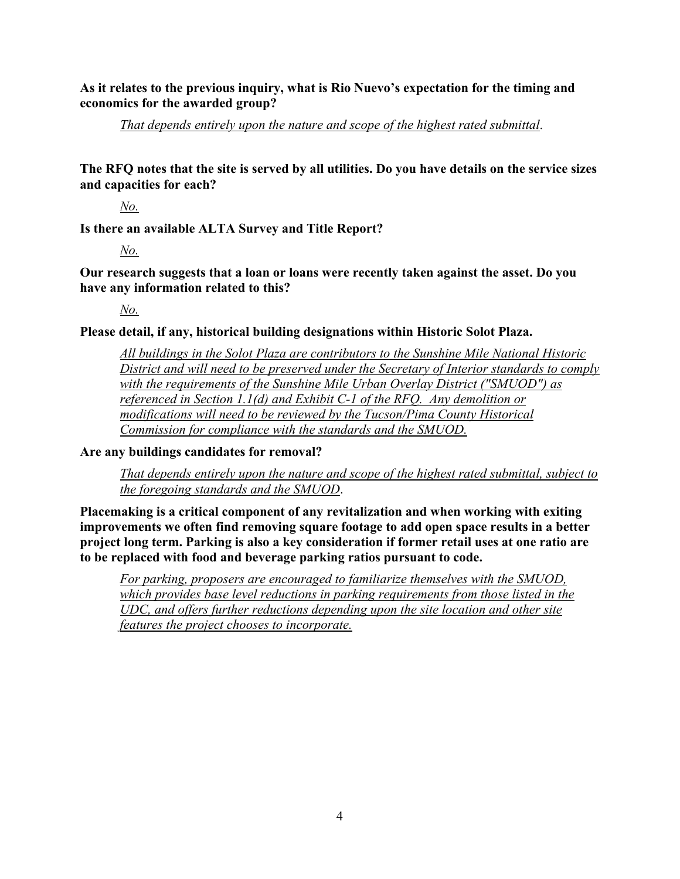**As it relates to the previous inquiry, what is Rio Nuevo's expectation for the timing and economics for the awarded group?**

*That depends entirely upon the nature and scope of the highest rated submittal.*

**The RFQ notes that the site is served by all utilities. Do you have details on the service sizes and capacities for each?**

*No.*

**Is there an available ALTA Survey and Title Report?**

*No.*

**Our research suggests that a loan or loans were recently taken against the asset. Do you have any information related to this?**

*No.*

**Please detail, if any, historical building designations within Historic Solot Plaza.**

*All buildings in the Solot Plaza are contributors to the Sunshine Mile National Historic District and will need to be preserved under the Secretary of Interior standards to comply with the requirements of the Sunshine Mile Urban Overlay District ("SMUOD") as referenced in Section 1.1(d) and Exhibit C-1 of the RFQ. Any demolition or modifications will need to be reviewed by the Tucson/Pima County Historical Commission for compliance with the standards and the SMUOD.*

**Are any buildings candidates for removal?**

*That depends entirely upon the nature and scope of the highest rated submittal, subject to the foregoing standards and the SMUOD.*

**Placemaking is a critical component of any revitalization and when working with exiting improvements we often find removing square footage to add open space results in a better project long term. Parking is also a key consideration if former retail uses at one ratio are to be replaced with food and beverage parking ratios pursuant to code.**

*For parking, proposers are encouraged to familiarize themselves with the SMUOD, which provides base level reductions in parking requirements from those listed in the UDC, and offers further reductions depending upon the site location and other site features the project chooses to incorporate.*